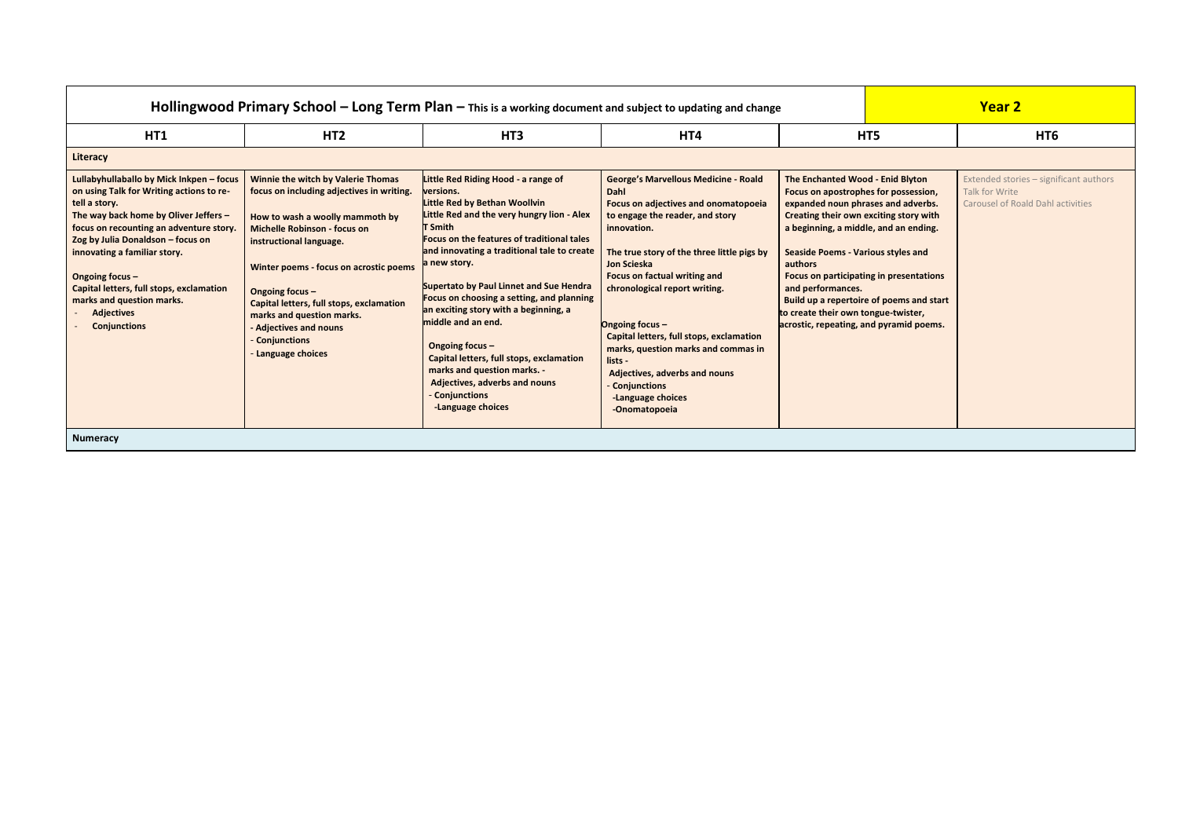| Hollingwood Primary School – Long Term Plan – This is a working document and subject to updating and change | | | | | Year 2 |
|---|---|---|---|---|---|
| **HT1** | **HT2** | **HT3** | **HT4** | **HT5** | **HT6** |
| **Literacy** | | | | | |
| **Lullabyhullaballo by Mick Inkpen – focus on using Talk for Writing actions to re-tell a story.**<br>**The way back home by Oliver Jeffers – focus on recounting an adventure story.**<br>**Zog by Julia Donaldson – focus on innovating a familiar story.**<br><br>**Ongoing focus –**<br>**Capital letters, full stops, exclamation marks and question marks.**<br>- **Adjectives**<br>- **Conjunctions** | **Winnie the witch by Valerie Thomas focus on including adjectives in writing.**<br><br>**How to wash a woolly mammoth by Michelle Robinson - focus on instructional language.**<br><br>**Winter poems - focus on acrostic poems**<br><br>**Ongoing focus –**<br>**Capital letters, full stops, exclamation marks and question marks.**<br>**- Adjectives and nouns**<br>**- Conjunctions**<br>**- Language choices** | **Little Red Riding Hood - a range of versions.**<br>**Little Red by Bethan Woollvin**<br>**Little Red and the very hungry lion - Alex T Smith**<br>**Focus on the features of traditional tales and innovating a traditional tale to create a new story.**<br><br>**Supertato by Paul Linnet and Sue Hendra Focus on choosing a setting, and planning an exciting story with a beginning, a middle and an end.**<br><br>**Ongoing focus –**<br>**Capital letters, full stops, exclamation marks and question marks. -**<br>**Adjectives, adverbs and nouns**<br>**- Conjunctions**<br>**-Language choices** | **George's Marvellous Medicine - Roald Dahl**<br>**Focus on adjectives and onomatopoeia to engage the reader, and story innovation.**<br><br>**The true story of the three little pigs by Jon Scieska**<br>**Focus on factual writing and chronological report writing.**<br><br>**Ongoing focus –**<br>**Capital letters, full stops, exclamation marks, question marks and commas in lists -**<br>**Adjectives, adverbs and nouns**<br>**- Conjunctions**<br>**-Language choices**<br>**-Onomatopoeia** | **The Enchanted Wood - Enid Blyton**<br>**Focus on apostrophes for possession, expanded noun phrases and adverbs. Creating their own exciting story with a beginning, a middle, and an ending.**<br><br>**Seaside Poems - Various styles and authors**<br>**Focus on participating in presentations and performances.**<br>**Build up a repertoire of poems and start to create their own tongue-twister, acrostic, repeating, and pyramid poems.** | Extended stories – significant authors<br>Talk for Write<br>Carousel of Roald Dahl activities |
| **Numeracy** | | | | | |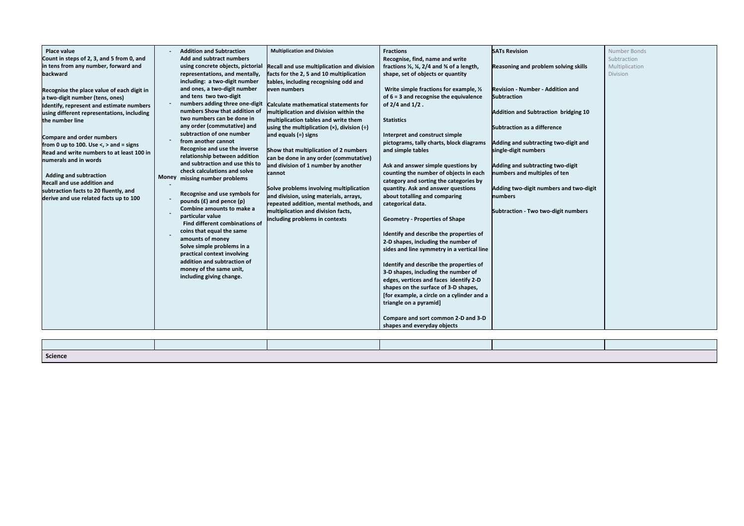| Place value<br>Count in steps of 2, 3, and 5 from 0, and in tens from any number, forward and backward<br><br>Recognise the place value of each digit in a two-digit number (tens, ones)<br>Identify, represent and estimate numbers using different representations, including the number line<br><br>Compare and order numbers from 0 up to 100. Use <, > and = signs<br>Read and write numbers to at least 100 in numerals and in words<br><br>Adding and subtraction<br>Recall and use addition and subtraction facts to 20 fluently, and derive and use related facts up to 100 | - Addition and Subtraction<br>Add and subtract numbers using concrete objects, pictorial representations, and mentally, including: a two-digit number and ones, a two-digit number and tens two two-digit<br>- numbers adding three one-digit numbers Show that addition of two numbers can be done in any order (commutative) and subtraction of one number<br>- from another cannot<br>Recognise and use the inverse relationship between addition and subtraction and use this to check calculations and solve<br>Money - missing number problems<br><br>- Recognise and use symbols for pounds (£) and pence (p)<br>- Combine amounts to make a particular value<br>- Find different combinations of coins that equal the same amounts of money<br>Solve simple problems in a practical context involving addition and subtraction of money of the same unit, including giving change. | Multiplication and Division<br><br>Recall and use multiplication and division facts for the 2, 5 and 10 multiplication tables, including recognising odd and even numbers<br><br>Calculate mathematical statements for multiplication and division within the multiplication tables and write them using the multiplication (×), division (÷) and equals (=) signs<br><br>Show that multiplication of 2 numbers can be done in any order (commutative) and division of 1 number by another cannot<br><br>Solve problems involving multiplication and division, using materials, arrays, repeated addition, mental methods, and multiplication and division facts, including problems in contexts | Fractions<br>Recognise, find, name and write fractions ⅓, ¼, 2/4 and ¾ of a length, shape, set of objects or quantity<br><br>Write simple fractions for example, ½ of 6 = 3 and recognise the equivalence of 2/4 and 1/2 .<br><br>Statistics<br><br>Interpret and construct simple pictograms, tally charts, block diagrams and simple tables<br><br>Ask and answer simple questions by counting the number of objects in each category and sorting the categories by quantity. Ask and answer questions about totalling and comparing categorical data.<br><br>Geometry - Properties of Shape<br><br>Identify and describe the properties of 2-D shapes, including the number of sides and line symmetry in a vertical line<br><br>Identify and describe the properties of 3-D shapes, including the number of edges, vertices and faces identify 2-D shapes on the surface of 3-D shapes, [for example, a circle on a cylinder and a triangle on a pyramid]<br><br>Compare and sort common 2-D and 3-D shapes and everyday objects | SATs Revision<br><br>Reasoning and problem solving skills<br><br>Revision - Number - Addition and Subtraction<br><br>Addition and Subtraction bridging 10<br><br>Subtraction as a difference<br><br>Adding and subtracting two-digit and single-digit numbers<br><br>Adding and subtracting two-digit numbers and multiples of ten<br><br>Adding two-digit numbers and two-digit numbers<br><br>Subtraction - Two two-digit numbers | Number Bonds<br>Subtraction<br>Multiplication<br>Division |
|---|---|---|---|---|---|

| | | | | | |
|---|---|---|---|---|---|
| Science | | | | | |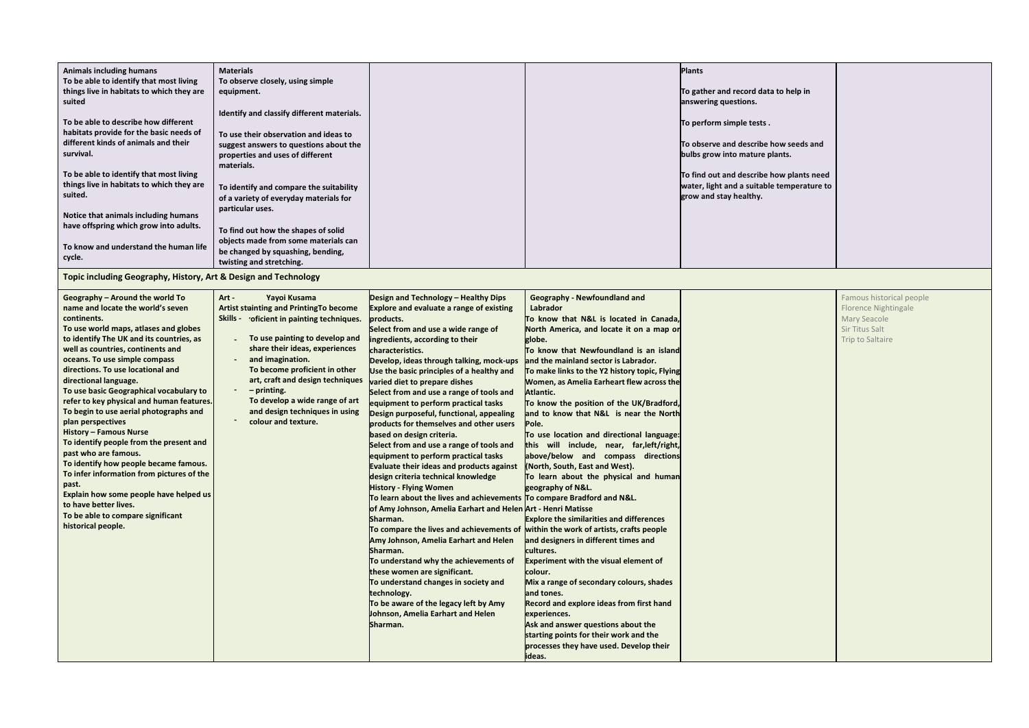| | | | | | |
|---|---|---|---|---|---|
| **Animals including humans**<br>**To be able to identify that most living things live in habitats to which they are suited**<br><br>**To be able to describe how different habitats provide for the basic needs of different kinds of animals and their survival.**<br><br>**To be able to identify that most living things live in habitats to which they are suited.**<br><br>**Notice that animals including humans have offspring which grow into adults.**<br><br>**To know and understand the human life cycle.** | **Materials**<br>**To observe closely, using simple equipment.**<br><br>**Identify and classify different materials.**<br><br>**To use their observation and ideas to suggest answers to questions about the properties and uses of different materials.**<br><br>**To identify and compare the suitability of a variety of everyday materials for particular uses.**<br><br>**To find out how the shapes of solid objects made from some materials can be changed by squashing, bending, twisting and stretching.** | | | **Plants**<br><br>**To gather and record data to help in answering questions.**<br><br>**To perform simple tests .**<br><br>**To observe and describe how seeds and bulbs grow into mature plants.**<br><br>**To find out and describe how plants need water, light and a suitable temperature to grow and stay healthy.** | |
| **Topic including Geography, History, Art & Design and Technology** | | | | | |
| **Geography – Around the world To name and locate the world's seven continents.**<br>**To use world maps, atlases and globes to identify The UK and its countries, as well as countries, continents and oceans. To use simple compass directions. To use locational and directional language.**<br>**To use basic Geographical vocabulary to refer to key physical and human features.**<br>**To begin to use aerial photographs and plan perspectives**<br>**History – Famous Nurse**<br>**To identify people from the present and past who are famous.**<br>**To identify how people became famous.**<br>**To infer information from pictures of the past.**<br>**Explain how some people have helped us to have better lives.**<br>**To be able to compare significant historical people.** | **Art - Yayoi Kusama**<br>**Artist stainting and PrintingTo become Skills - roficient in painting techniques.**<br>- **To use painting to develop and share their ideas, experiences and imagination.**<br>- **To become proficient in other art, craft and design techniques – printing.**<br>- **To develop a wide range of art and design techniques in using colour and texture.** | **Design and Technology – Healthy Dips**<br>**Explore and evaluate a range of existing products.**<br>**Select from and use a wide range of ingredients, according to their characteristics.**<br>**Develop, ideas through talking, mock-ups**<br>**Use the basic principles of a healthy and varied diet to prepare dishes**<br>**Select from and use a range of tools and equipment to perform practical tasks**<br>**Design purposeful, functional, appealing products for themselves and other users based on design criteria.**<br>**Select from and use a range of tools and equipment to perform practical tasks**<br>**Evaluate their ideas and products against design criteria technical knowledge**<br>**History - Flying Women**<br>**To learn about the lives and achievements of Amy Johnson, Amelia Earhart and Helen Sharman.**<br>**To compare the lives and achievements of Amy Johnson, Amelia Earhart and Helen Sharman.**<br>**To understand why the achievements of these women are significant.**<br>**To understand changes in society and technology.**<br>**To be aware of the legacy left by Amy Johnson, Amelia Earhart and Helen Sharman.** | **Geography - Newfoundland and Labrador**<br>**To know that N&L is located in Canada, North America, and locate it on a map or globe.**<br>**To know that Newfoundland is an island and the mainland sector is Labrador.**<br>**To make links to the Y2 history topic, Flying Women, as Amelia Earheart flew across the Atlantic.**<br>**To know the position of the UK/Bradford, and to know that N&L is near the North Pole.**<br>**To use location and directional language: this will include, near, far,left/right, above/below and compass directions (North, South, East and West).**<br>**To learn about the physical and human geography of N&L.**<br>**To compare Bradford and N&L.**<br>**Art - Henri Matisse**<br>**Explore the similarities and differences within the work of artists, crafts people and designers in different times and cultures.**<br>**Experiment with the visual element of colour.**<br>**Mix a range of secondary colours, shades and tones.**<br>**Record and explore ideas from first hand experiences.**<br>**Ask and answer questions about the starting points for their work and the processes they have used. Develop their ideas.** | | Famous historical people<br>Florence Nightingale<br>Mary Seacole<br>Sir Titus Salt<br>Trip to Saltaire |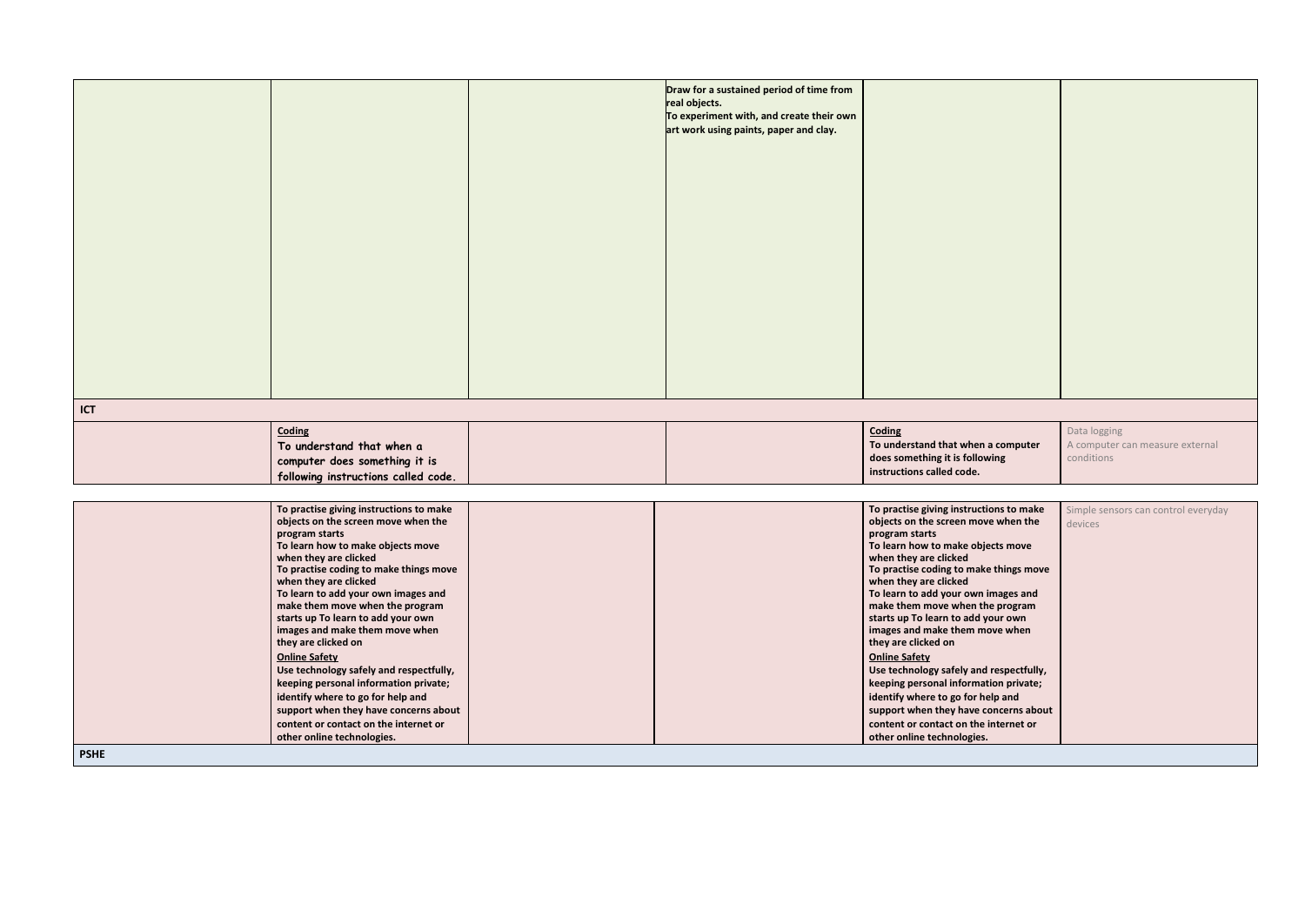|  |  |  |  |  |  |
|---|---|---|---|---|---|
|  |  |  | **Draw for a sustained period of time from real objects.**<br>**To experiment with, and create their own art work using paints, paper and clay.** |  |  |
| **ICT** |  |  |  |  |  |
|  | **Coding**<br>To understand that when a computer does something it is following instructions called code. |  |  | **Coding**<br>**To understand that when a computer does something it is following instructions called code.** | Data logging<br>A computer can measure external conditions |
|  | **To practise giving instructions to make objects on the screen move when the program starts**<br>**To learn how to make objects move when they are clicked**<br>**To practise coding to make things move when they are clicked**<br>**To learn to add your own images and make them move when the program starts up To learn to add your own images and make them move when they are clicked on**<br>**Online Safety**<br>**Use technology safely and respectfully, keeping personal information private; identify where to go for help and support when they have concerns about content or contact on the internet or other online technologies.** |  |  | **To practise giving instructions to make objects on the screen move when the program starts**<br>**To learn how to make objects move when they are clicked**<br>**To practise coding to make things move when they are clicked**<br>**To learn to add your own images and make them move when the program starts up To learn to add your own images and make them move when they are clicked on**<br>**Online Safety**<br>**Use technology safely and respectfully, keeping personal information private; identify where to go for help and support when they have concerns about content or contact on the internet or other online technologies.** | Simple sensors can control everyday devices |
| **PSHE** |  |  |  |  |  |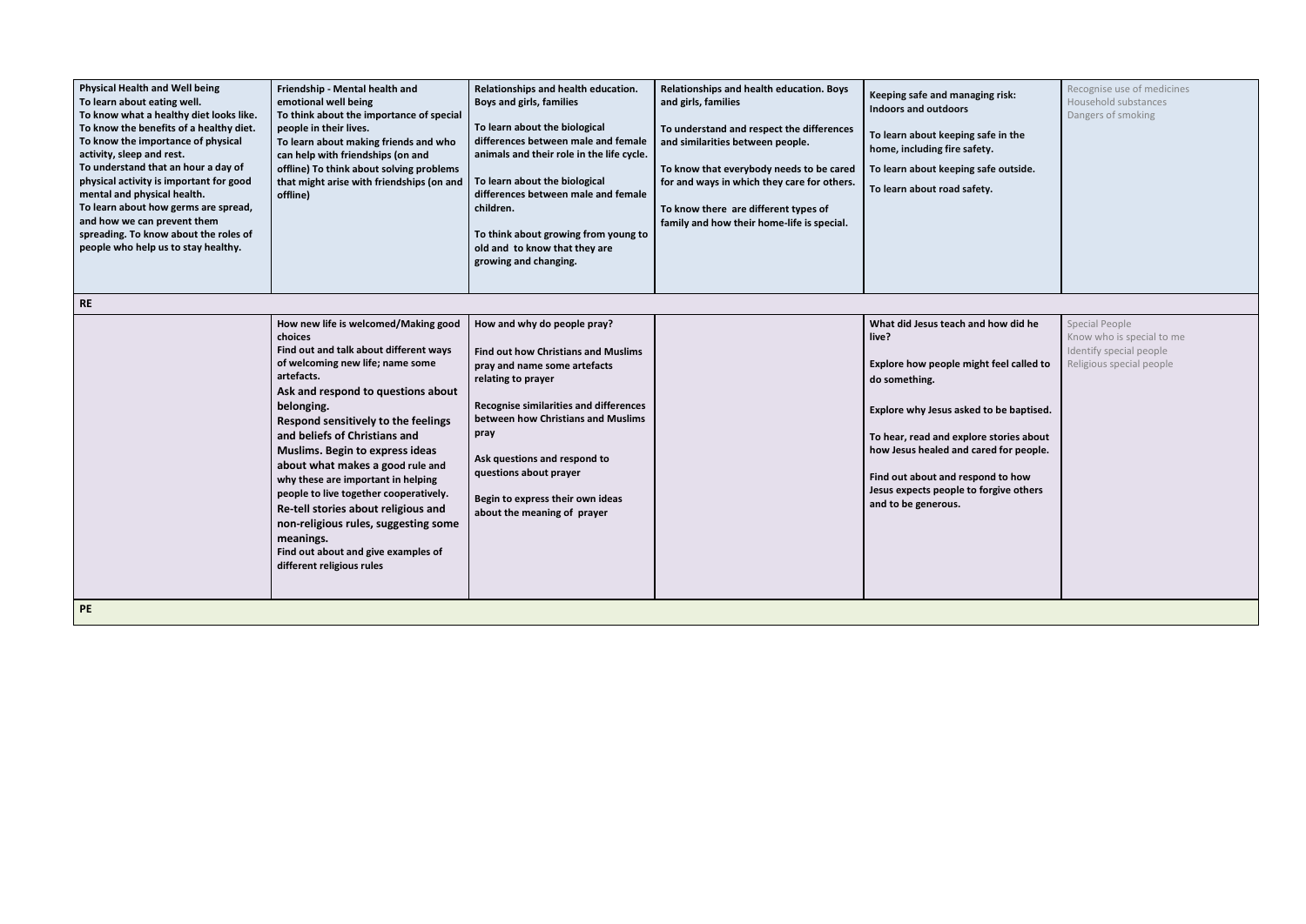| | | | | | |
|---|---|---|---|---|---|
| **Physical Health and Well being**<br>**To learn about eating well.**<br>**To know what a healthy diet looks like.**<br>**To know the benefits of a healthy diet.**<br>**To know the importance of physical activity, sleep and rest.**<br>**To understand that an hour a day of physical activity is important for good mental and physical health.**<br>**To learn about how germs are spread, and how we can prevent them spreading. To know about the roles of people who help us to stay healthy.** | **Friendship - Mental health and emotional well being**<br>**To think about the importance of special people in their lives.**<br>**To learn about making friends and who can help with friendships (on and offline) To think about solving problems that might arise with friendships (on and offline)** | **Relationships and health education. Boys and girls, families**<br><br>**To learn about the biological differences between male and female animals and their role in the life cycle.**<br><br>**To learn about the biological differences between male and female children.**<br><br>**To think about growing from young to old and to know that they are growing and changing.** | **Relationships and health education. Boys and girls, families**<br><br>**To understand and respect the differences and similarities between people.**<br><br>**To know that everybody needs to be cared for and ways in which they care for others.**<br><br>**To know there are different types of family and how their home-life is special.** | **Keeping safe and managing risk: Indoors and outdoors**<br><br>**To learn about keeping safe in the home, including fire safety.**<br><br>**To learn about keeping safe outside.**<br><br>**To learn about road safety.** | Recognise use of medicines<br>Household substances<br>Dangers of smoking |
| **RE** | | | | | |
| | **How new life is welcomed/Making good choices**<br>**Find out and talk about different ways of welcoming new life; name some artefacts.**<br>**Ask and respond to questions about belonging.**<br>**Respond sensitively to the feelings and beliefs of Christians and Muslims. Begin to express ideas about what makes a good rule and why these are important in helping people to live together cooperatively.**<br>**Re-tell stories about religious and non-religious rules, suggesting some meanings.**<br>**Find out about and give examples of different religious rules** | **How and why do people pray?**<br><br>**Find out how Christians and Muslims pray and name some artefacts relating to prayer**<br><br>**Recognise similarities and differences between how Christians and Muslims pray**<br><br>**Ask questions and respond to questions about prayer**<br><br>**Begin to express their own ideas about the meaning of prayer** | | **What did Jesus teach and how did he live?**<br><br>**Explore how people might feel called to do something.**<br><br>**Explore why Jesus asked to be baptised.**<br><br>**To hear, read and explore stories about how Jesus healed and cared for people.**<br><br>**Find out about and respond to how Jesus expects people to forgive others and to be generous.** | Special People<br>Know who is special to me<br>Identify special people<br>Religious special people |
| **PE** | | | | | |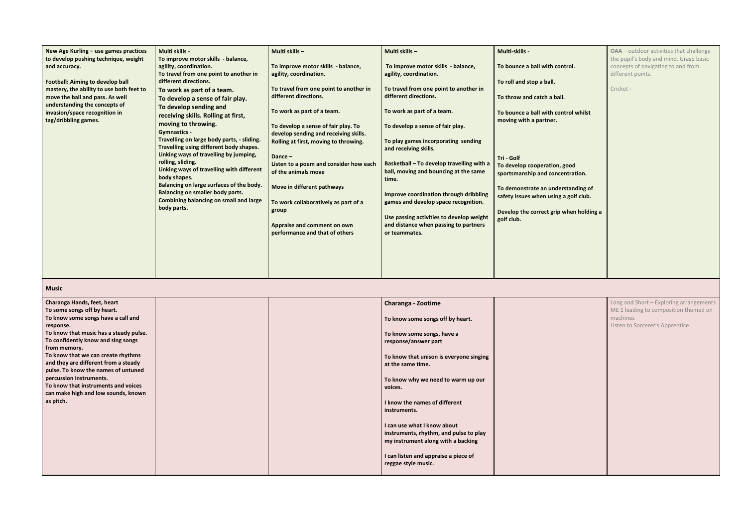| | | | | | |
|---|---|---|---|---|---|
| **New Age Kurling – use games practices to develop pushing technique, weight and accuracy.**<br><br>**Football: Aiming to develop ball mastery, the ability to use both feet to move the ball and pass. As well understanding the concepts of invasion/space recognition in tag/dribbling games.** | **Multi skills -**<br>**To improve motor skills - balance, agility, coordination.**<br>**To travel from one point to another in different directions.**<br>**To work as part of a team.**<br>**To develop a sense of fair play.**<br>**To develop sending and receiving skills. Rolling at first, moving to throwing.**<br>**Gymnastics -**<br>**Travelling on large body parts, - sliding.**<br>**Travelling using different body shapes.**<br>**Linking ways of travelling by jumping, rolling, sliding.**<br>**Linking ways of travelling with different body shapes.**<br>**Balancing on large surfaces of the body.**<br>**Balancing on smaller body parts.**<br>**Combining balancing on small and large body parts.** | **Multi skills –**<br><br>**To improve motor skills - balance, agility, coordination.**<br><br>**To travel from one point to another in different directions.**<br><br>**To work as part of a team.**<br><br>**To develop a sense of fair play. To develop sending and receiving skills. Rolling at first, moving to throwing.**<br><br>**Dance –**<br>**Listen to a poem and consider how each of the animals move**<br><br>**Move in different pathways**<br><br>**To work collaboratively as part of a group**<br><br>**Appraise and comment on own performance and that of others** | **Multi skills –**<br><br>**To improve motor skills - balance, agility, coordination.**<br><br>**To travel from one point to another in different directions.**<br><br>**To work as part of a team.**<br><br>**To develop a sense of fair play.**<br><br>**To play games incorporating sending and receiving skills.**<br><br>**Basketball – To develop travelling with a ball, moving and bouncing at the same time.**<br><br>**Improve coordination through dribbling games and develop space recognition.**<br><br>**Use passing activities to develop weight and distance when passing to partners or teammates.** | **Multi-skills -**<br><br>**To bounce a ball with control.**<br><br>**To roll and stop a ball.**<br><br>**To throw and catch a ball.**<br><br>**To bounce a ball with control whilst moving with a partner.**<br><br>**Tri - Golf**<br>**To develop cooperation, good sportsmanship and concentration.**<br><br>**To demonstrate an understanding of safety issues when using a golf club.**<br><br>**Develop the correct grip when holding a golf club.** | **OAA** – outdoor activities that challenge the pupil's body and mind. Grasp basic concepts of navigating to and from different points.<br><br>Cricket - |
| **Music** | | | | | |
| **Charanga Hands, feet, heart**<br>**To some songs off by heart.**<br>**To know some songs have a call and response.**<br>**To know that music has a steady pulse.**<br>**To confidently know and sing songs from memory.**<br>**To know that we can create rhythms and they are different from a steady pulse. To know the names of untuned percussion instruments.**<br>**To know that instruments and voices can make high and low sounds, known as pitch.** | | | **Charanga - Zootime**<br><br>**To know some songs off by heart.**<br><br>**To know some songs, have a response/answer part**<br><br>**To know that unison is everyone singing at the same time.**<br><br>**To know why we need to warm up our voices.**<br><br>**I know the names of different instruments.**<br><br>**I can use what I know about instruments, rhythm, and pulse to play my instrument along with a backing**<br><br>**I can listen and appraise a piece of reggae style music.** | | Long and Short – Exploring arrangements ME 1 leading to composition themed on machines<br>Listen to Sorcerer's Apprentice |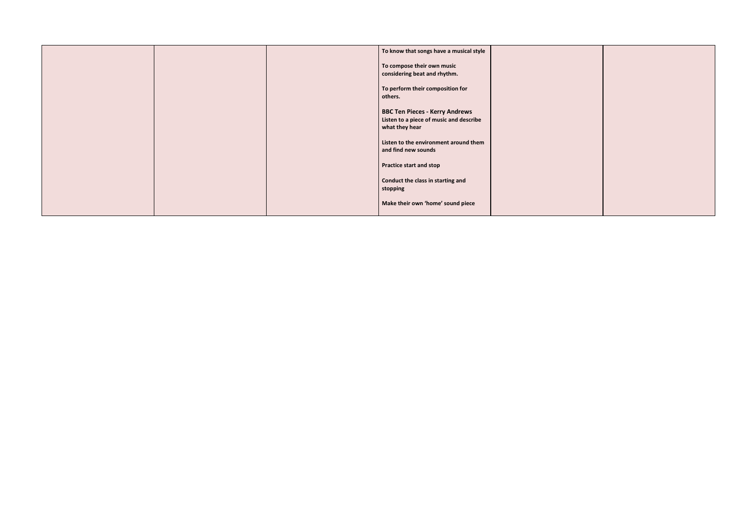| | | | | | |
|---|---|---|---|---|---|
| | | | **To know that songs have a musical style**<br><br>**To compose their own music considering beat and rhythm.**<br><br>**To perform their composition for others.**<br><br>**BBC Ten Pieces - Kerry Andrews**<br>**Listen to a piece of music and describe what they hear**<br><br>**Listen to the environment around them and find new sounds**<br><br>**Practice start and stop**<br><br>**Conduct the class in starting and stopping**<br><br>**Make their own 'home' sound piece** | | |